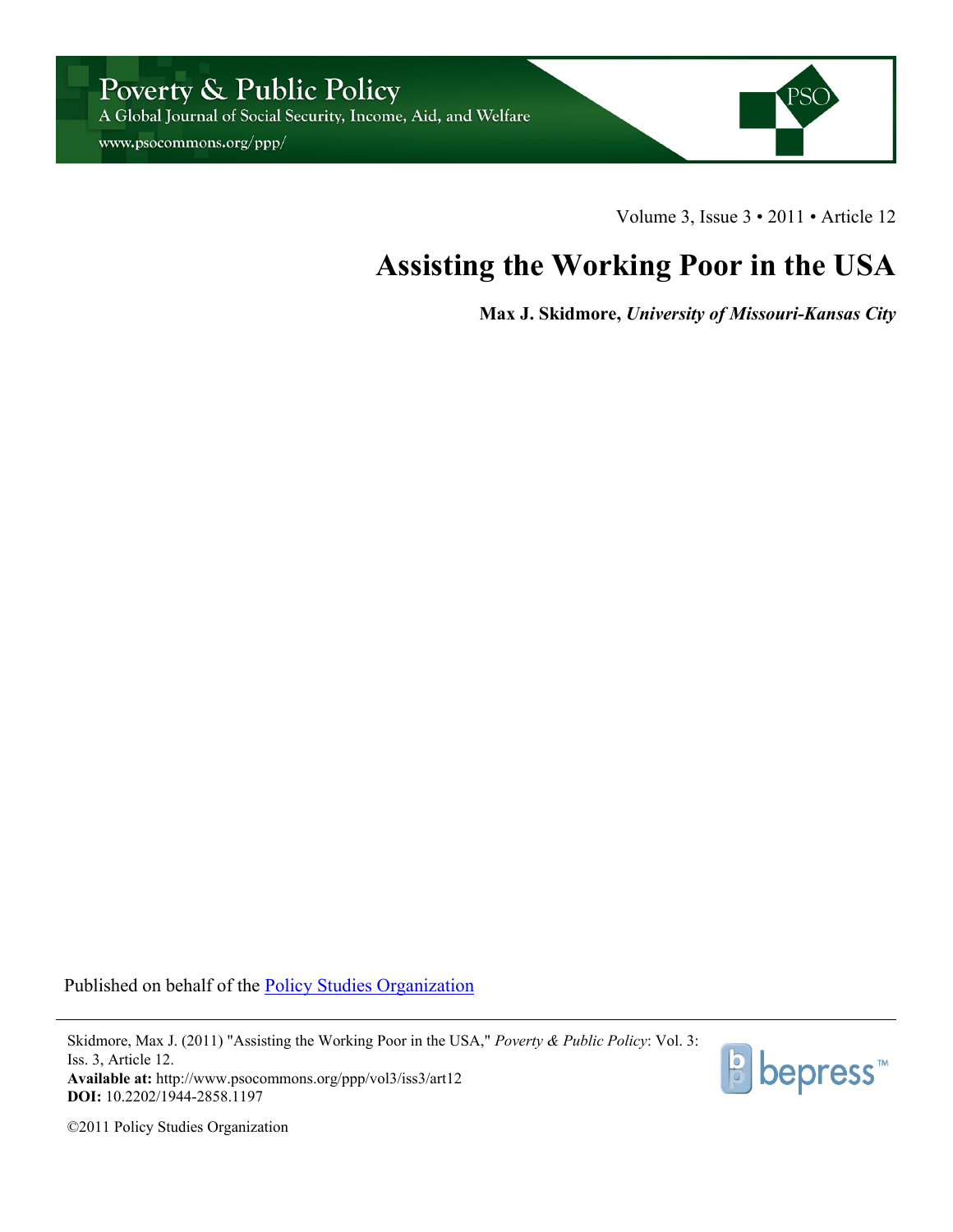Poverty & Public Policy

A Global Journal of Social Security, Income, Aid, and Welfare

www.psocommons.org/ppp/

Volume 3, Issue 3 • 2011 • Article 12

# Assisting the Working Poor in the USA

**Max J. Skidmore,** ***University of Missouri-Kansas City***

Published on behalf of the Policy Studies Organization

Skidmore, Max J. (2011) "Assisting the Working Poor in the USA," *Poverty & Public Policy*: Vol. 3: Iss. 3, Article 12.

**Available at:** http://www.psocommons.org/ppp/vol3/iss3/art12

**DOI:** 10.2202/1944-2858.1197

©2011 Policy Studies Organization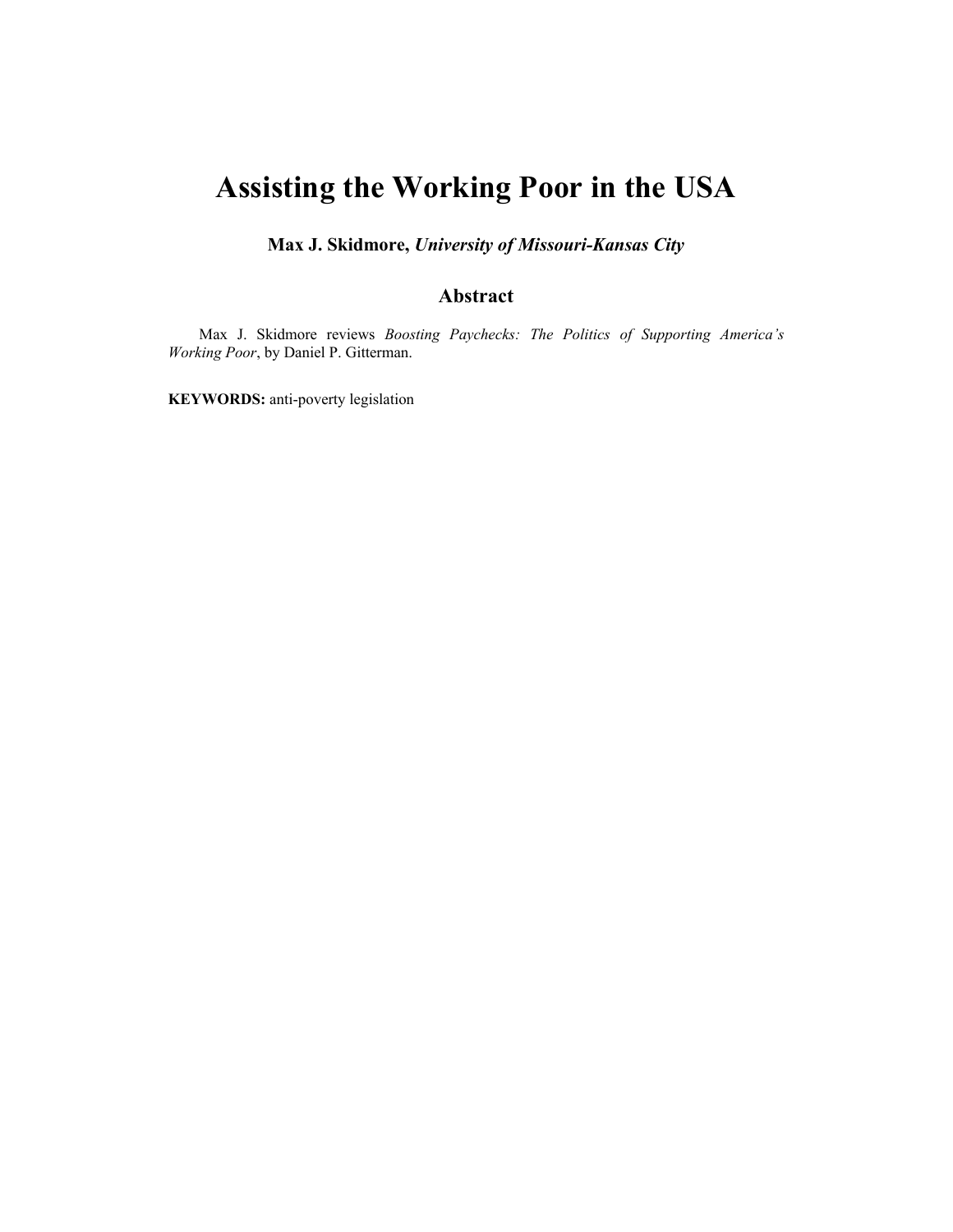# Assisting the Working Poor in the USA

**Max J. Skidmore,** ***University of Missouri-Kansas City***

## Abstract

Max J. Skidmore reviews *Boosting Paychecks: The Politics of Supporting America's Working Poor*, by Daniel P. Gitterman.

**KEYWORDS:** anti-poverty legislation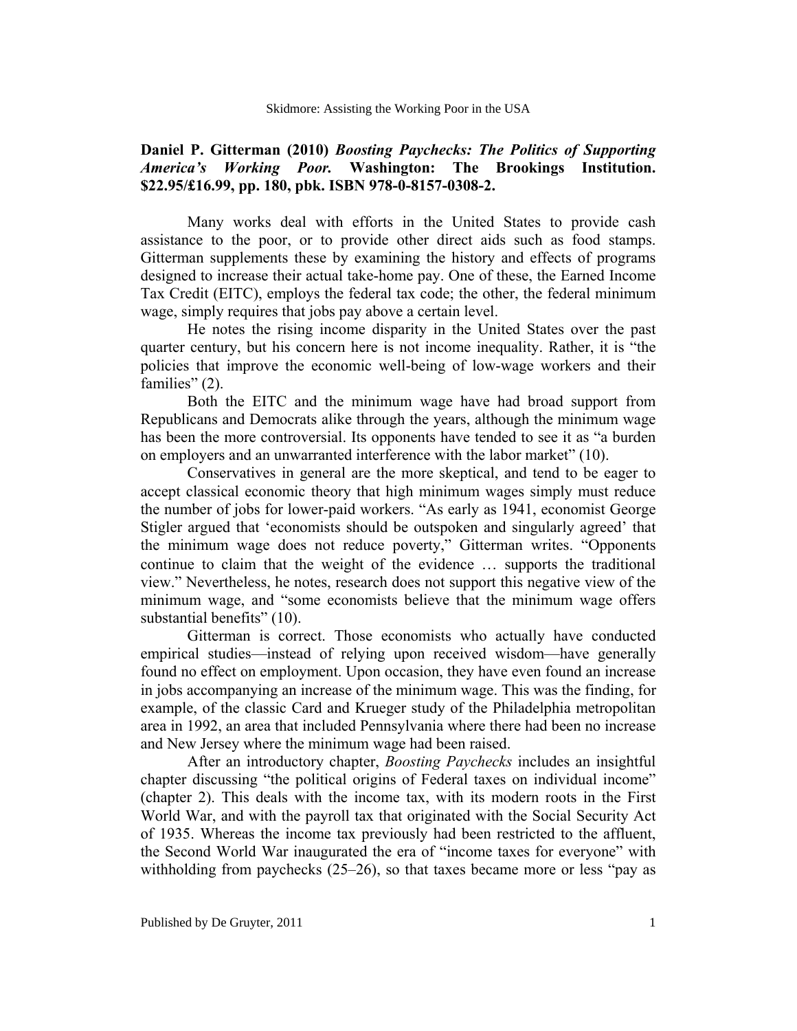**Daniel P. Gitterman (2010) *Boosting Paychecks: The Politics of Supporting America's Working Poor.* Washington: The Brookings Institution. $22.95/£16.99, pp. 180, pbk. ISBN 978-0-8157-0308-2.**

Many works deal with efforts in the United States to provide cash assistance to the poor, or to provide other direct aids such as food stamps. Gitterman supplements these by examining the history and effects of programs designed to increase their actual take-home pay. One of these, the Earned Income Tax Credit (EITC), employs the federal tax code; the other, the federal minimum wage, simply requires that jobs pay above a certain level.

He notes the rising income disparity in the United States over the past quarter century, but his concern here is not income inequality. Rather, it is "the policies that improve the economic well-being of low-wage workers and their families" (2).

Both the EITC and the minimum wage have had broad support from Republicans and Democrats alike through the years, although the minimum wage has been the more controversial. Its opponents have tended to see it as "a burden on employers and an unwarranted interference with the labor market" (10).

Conservatives in general are the more skeptical, and tend to be eager to accept classical economic theory that high minimum wages simply must reduce the number of jobs for lower-paid workers. "As early as 1941, economist George Stigler argued that 'economists should be outspoken and singularly agreed' that the minimum wage does not reduce poverty," Gitterman writes. "Opponents continue to claim that the weight of the evidence … supports the traditional view." Nevertheless, he notes, research does not support this negative view of the minimum wage, and "some economists believe that the minimum wage offers substantial benefits" (10).

Gitterman is correct. Those economists who actually have conducted empirical studies—instead of relying upon received wisdom—have generally found no effect on employment. Upon occasion, they have even found an increase in jobs accompanying an increase of the minimum wage. This was the finding, for example, of the classic Card and Krueger study of the Philadelphia metropolitan area in 1992, an area that included Pennsylvania where there had been no increase and New Jersey where the minimum wage had been raised.

After an introductory chapter, *Boosting Paychecks* includes an insightful chapter discussing "the political origins of Federal taxes on individual income" (chapter 2). This deals with the income tax, with its modern roots in the First World War, and with the payroll tax that originated with the Social Security Act of 1935. Whereas the income tax previously had been restricted to the affluent, the Second World War inaugurated the era of "income taxes for everyone" with withholding from paychecks (25–26), so that taxes became more or less "pay as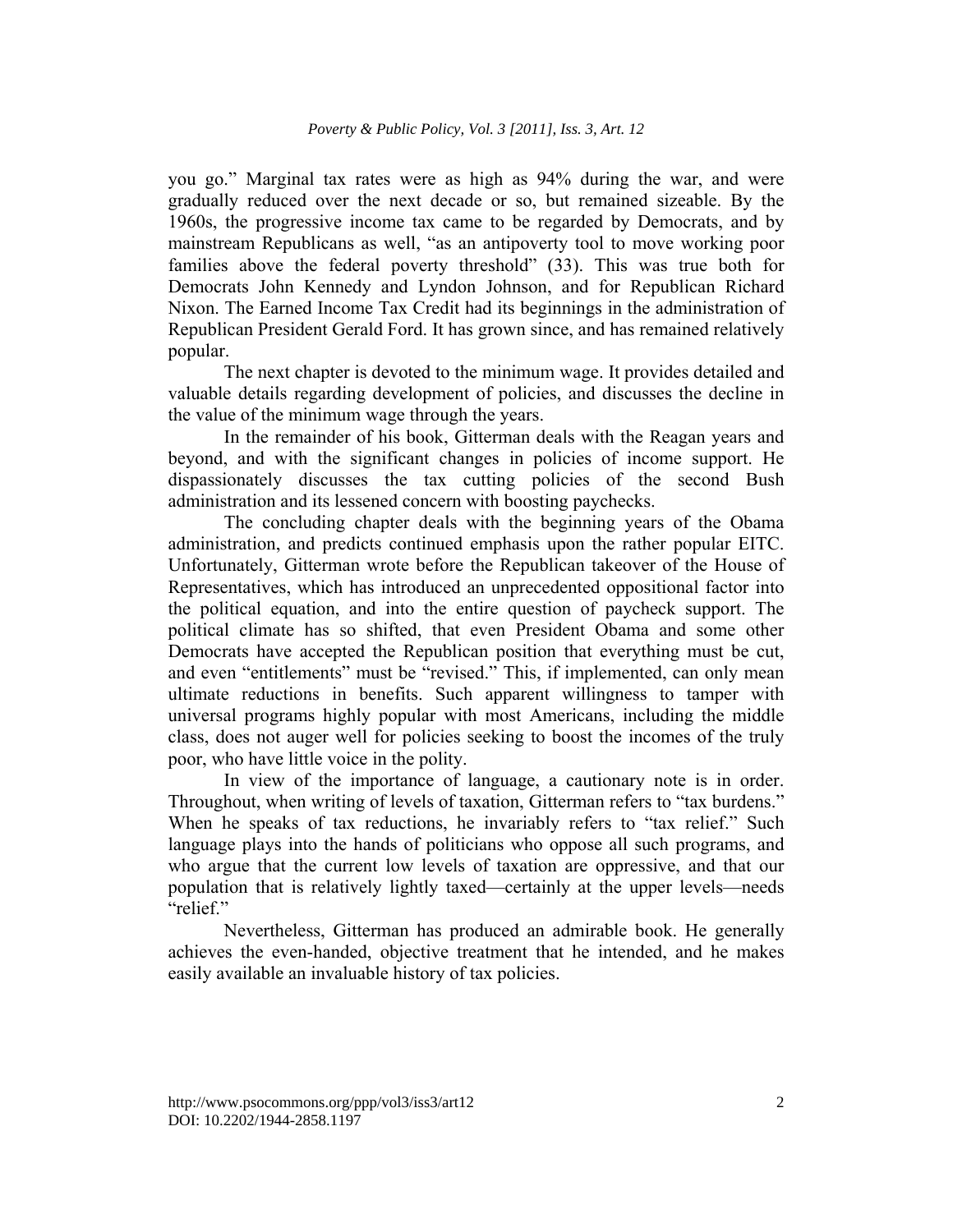you go." Marginal tax rates were as high as 94% during the war, and were gradually reduced over the next decade or so, but remained sizeable. By the 1960s, the progressive income tax came to be regarded by Democrats, and by mainstream Republicans as well, "as an antipoverty tool to move working poor families above the federal poverty threshold" (33). This was true both for Democrats John Kennedy and Lyndon Johnson, and for Republican Richard Nixon. The Earned Income Tax Credit had its beginnings in the administration of Republican President Gerald Ford. It has grown since, and has remained relatively popular.

The next chapter is devoted to the minimum wage. It provides detailed and valuable details regarding development of policies, and discusses the decline in the value of the minimum wage through the years.

In the remainder of his book, Gitterman deals with the Reagan years and beyond, and with the significant changes in policies of income support. He dispassionately discusses the tax cutting policies of the second Bush administration and its lessened concern with boosting paychecks.

The concluding chapter deals with the beginning years of the Obama administration, and predicts continued emphasis upon the rather popular EITC. Unfortunately, Gitterman wrote before the Republican takeover of the House of Representatives, which has introduced an unprecedented oppositional factor into the political equation, and into the entire question of paycheck support. The political climate has so shifted, that even President Obama and some other Democrats have accepted the Republican position that everything must be cut, and even "entitlements" must be "revised." This, if implemented, can only mean ultimate reductions in benefits. Such apparent willingness to tamper with universal programs highly popular with most Americans, including the middle class, does not auger well for policies seeking to boost the incomes of the truly poor, who have little voice in the polity.

In view of the importance of language, a cautionary note is in order. Throughout, when writing of levels of taxation, Gitterman refers to "tax burdens." When he speaks of tax reductions, he invariably refers to "tax relief." Such language plays into the hands of politicians who oppose all such programs, and who argue that the current low levels of taxation are oppressive, and that our population that is relatively lightly taxed—certainly at the upper levels—needs "relief."

Nevertheless, Gitterman has produced an admirable book. He generally achieves the even-handed, objective treatment that he intended, and he makes easily available an invaluable history of tax policies.